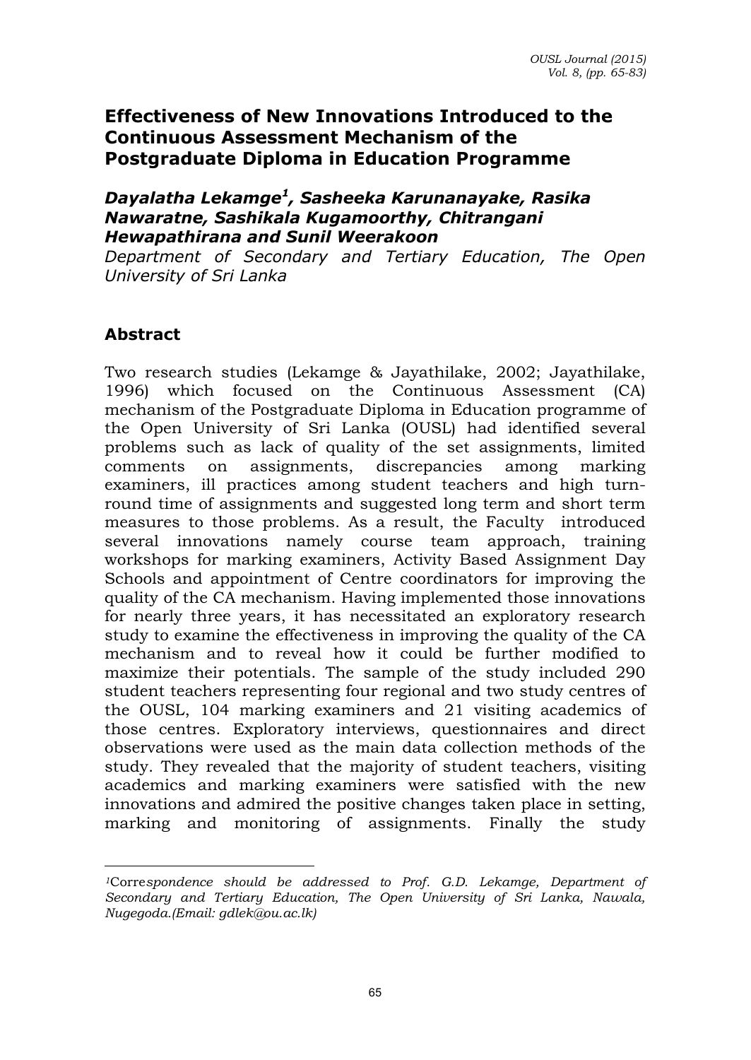# Effectiveness of New Innovations Introduced to the Continuous Assessment Mechanism of the Postgraduate Diploma in Education Programme

***Dayalatha Lekamge[1], Sasheeka Karunanayake, Rasika Nawaratne, Sashikala Kugamoorthy, Chitrangani Hewapathirana and Sunil Weerakoon***

*Department of Secondary and Tertiary Education, The Open University of Sri Lanka*

## Abstract

Two research studies (Lekamge & Jayathilake, 2002; Jayathilake, 1996) which focused on the Continuous Assessment (CA) mechanism of the Postgraduate Diploma in Education programme of the Open University of Sri Lanka (OUSL) had identified several problems such as lack of quality of the set assignments, limited comments on assignments, discrepancies among marking examiners, ill practices among student teachers and high turn-round time of assignments and suggested long term and short term measures to those problems. As a result, the Faculty introduced several innovations namely course team approach, training workshops for marking examiners, Activity Based Assignment Day Schools and appointment of Centre coordinators for improving the quality of the CA mechanism. Having implemented those innovations for nearly three years, it has necessitated an exploratory research study to examine the effectiveness in improving the quality of the CA mechanism and to reveal how it could be further modified to maximize their potentials. The sample of the study included 290 student teachers representing four regional and two study centres of the OUSL, 104 marking examiners and 21 visiting academics of those centres. Exploratory interviews, questionnaires and direct observations were used as the main data collection methods of the study. They revealed that the majority of student teachers, visiting academics and marking examiners were satisfied with the new innovations and admired the positive changes taken place in setting, marking and monitoring of assignments. Finally the study

---

[1]*Correspondence should be addressed to Prof. G.D. Lekamge, Department of Secondary and Tertiary Education, The Open University of Sri Lanka, Nawala, Nugegoda.(Email: gdlek@ou.ac.lk)*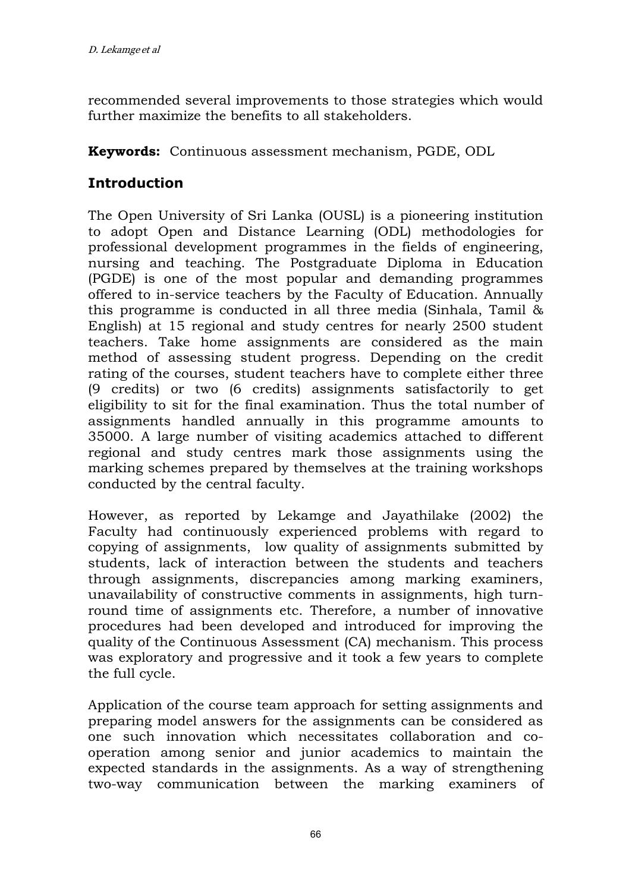recommended several improvements to those strategies which would further maximize the benefits to all stakeholders.

**Keywords:** Continuous assessment mechanism, PGDE, ODL

## Introduction

The Open University of Sri Lanka (OUSL) is a pioneering institution to adopt Open and Distance Learning (ODL) methodologies for professional development programmes in the fields of engineering, nursing and teaching. The Postgraduate Diploma in Education (PGDE) is one of the most popular and demanding programmes offered to in-service teachers by the Faculty of Education. Annually this programme is conducted in all three media (Sinhala, Tamil & English) at 15 regional and study centres for nearly 2500 student teachers. Take home assignments are considered as the main method of assessing student progress. Depending on the credit rating of the courses, student teachers have to complete either three (9 credits) or two (6 credits) assignments satisfactorily to get eligibility to sit for the final examination. Thus the total number of assignments handled annually in this programme amounts to 35000. A large number of visiting academics attached to different regional and study centres mark those assignments using the marking schemes prepared by themselves at the training workshops conducted by the central faculty.

However, as reported by Lekamge and Jayathilake (2002) the Faculty had continuously experienced problems with regard to copying of assignments, low quality of assignments submitted by students, lack of interaction between the students and teachers through assignments, discrepancies among marking examiners, unavailability of constructive comments in assignments, high turn-round time of assignments etc. Therefore, a number of innovative procedures had been developed and introduced for improving the quality of the Continuous Assessment (CA) mechanism. This process was exploratory and progressive and it took a few years to complete the full cycle.

Application of the course team approach for setting assignments and preparing model answers for the assignments can be considered as one such innovation which necessitates collaboration and co-operation among senior and junior academics to maintain the expected standards in the assignments. As a way of strengthening two-way communication between the marking examiners of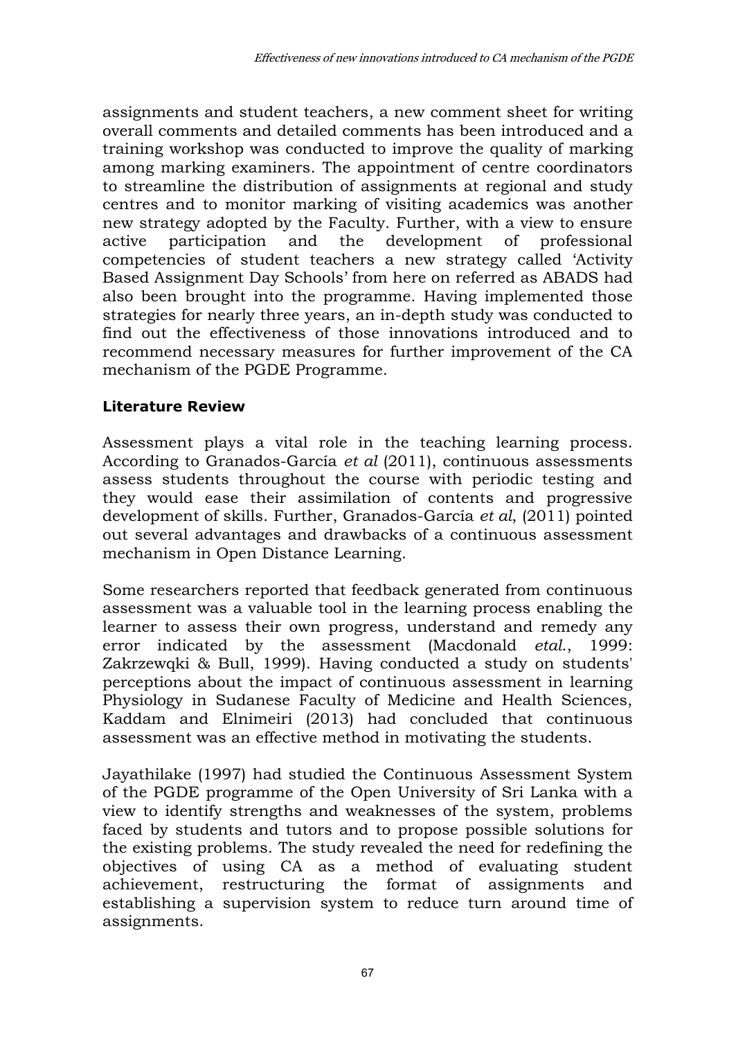assignments and student teachers, a new comment sheet for writing overall comments and detailed comments has been introduced and a training workshop was conducted to improve the quality of marking among marking examiners. The appointment of centre coordinators to streamline the distribution of assignments at regional and study centres and to monitor marking of visiting academics was another new strategy adopted by the Faculty. Further, with a view to ensure active participation and the development of professional competencies of student teachers a new strategy called 'Activity Based Assignment Day Schools' from here on referred as ABADS had also been brought into the programme. Having implemented those strategies for nearly three years, an in-depth study was conducted to find out the effectiveness of those innovations introduced and to recommend necessary measures for further improvement of the CA mechanism of the PGDE Programme.

## Literature Review

Assessment plays a vital role in the teaching learning process. According to Granados-García *et al* (2011), continuous assessments assess students throughout the course with periodic testing and they would ease their assimilation of contents and progressive development of skills. Further, Granados-García *et al*, (2011) pointed out several advantages and drawbacks of a continuous assessment mechanism in Open Distance Learning.

Some researchers reported that feedback generated from continuous assessment was a valuable tool in the learning process enabling the learner to assess their own progress, understand and remedy any error indicated by the assessment (Macdonald *etal.*, 1999: Zakrzewqki & Bull, 1999). Having conducted a study on students' perceptions about the impact of continuous assessment in learning Physiology in Sudanese Faculty of Medicine and Health Sciences, Kaddam and Elnimeiri (2013) had concluded that continuous assessment was an effective method in motivating the students.

Jayathilake (1997) had studied the Continuous Assessment System of the PGDE programme of the Open University of Sri Lanka with a view to identify strengths and weaknesses of the system, problems faced by students and tutors and to propose possible solutions for the existing problems. The study revealed the need for redefining the objectives of using CA as a method of evaluating student achievement, restructuring the format of assignments and establishing a supervision system to reduce turn around time of assignments.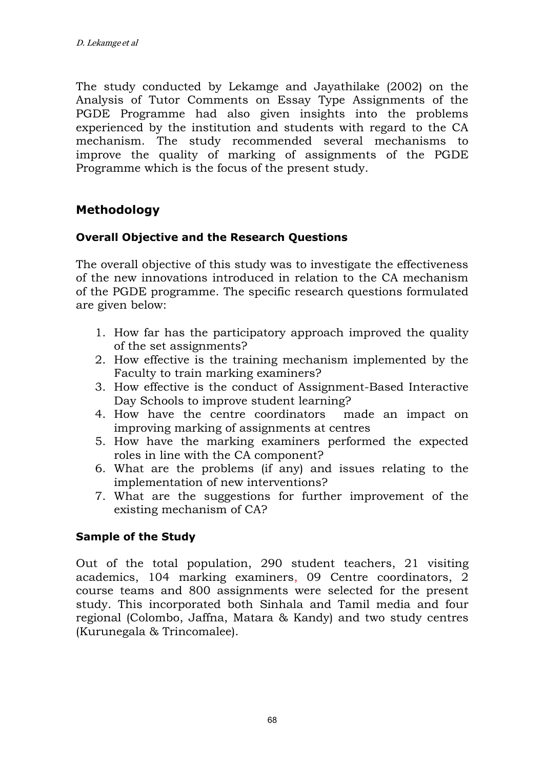The study conducted by Lekamge and Jayathilake (2002) on the Analysis of Tutor Comments on Essay Type Assignments of the PGDE Programme had also given insights into the problems experienced by the institution and students with regard to the CA mechanism. The study recommended several mechanisms to improve the quality of marking of assignments of the PGDE Programme which is the focus of the present study.

## Methodology

### Overall Objective and the Research Questions

The overall objective of this study was to investigate the effectiveness of the new innovations introduced in relation to the CA mechanism of the PGDE programme. The specific research questions formulated are given below:

1. How far has the participatory approach improved the quality of the set assignments?
2. How effective is the training mechanism implemented by the Faculty to train marking examiners?
3. How effective is the conduct of Assignment-Based Interactive Day Schools to improve student learning?
4. How have the centre coordinators made an impact on improving marking of assignments at centres
5. How have the marking examiners performed the expected roles in line with the CA component?
6. What are the problems (if any) and issues relating to the implementation of new interventions?
7. What are the suggestions for further improvement of the existing mechanism of CA?

### Sample of the Study

Out of the total population, 290 student teachers, 21 visiting academics, 104 marking examiners, 09 Centre coordinators, 2 course teams and 800 assignments were selected for the present study. This incorporated both Sinhala and Tamil media and four regional (Colombo, Jaffna, Matara & Kandy) and two study centres (Kurunegala & Trincomalee).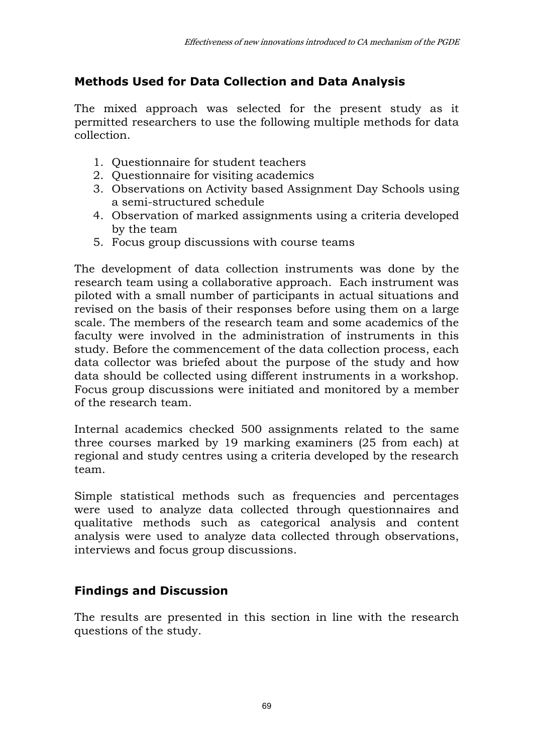## Methods Used for Data Collection and Data Analysis

The mixed approach was selected for the present study as it permitted researchers to use the following multiple methods for data collection.

1. Questionnaire for student teachers
2. Questionnaire for visiting academics
3. Observations on Activity based Assignment Day Schools using a semi-structured schedule
4. Observation of marked assignments using a criteria developed by the team
5. Focus group discussions with course teams

The development of data collection instruments was done by the research team using a collaborative approach. Each instrument was piloted with a small number of participants in actual situations and revised on the basis of their responses before using them on a large scale. The members of the research team and some academics of the faculty were involved in the administration of instruments in this study. Before the commencement of the data collection process, each data collector was briefed about the purpose of the study and how data should be collected using different instruments in a workshop. Focus group discussions were initiated and monitored by a member of the research team.

Internal academics checked 500 assignments related to the same three courses marked by 19 marking examiners (25 from each) at regional and study centres using a criteria developed by the research team.

Simple statistical methods such as frequencies and percentages were used to analyze data collected through questionnaires and qualitative methods such as categorical analysis and content analysis were used to analyze data collected through observations, interviews and focus group discussions.

## Findings and Discussion

The results are presented in this section in line with the research questions of the study.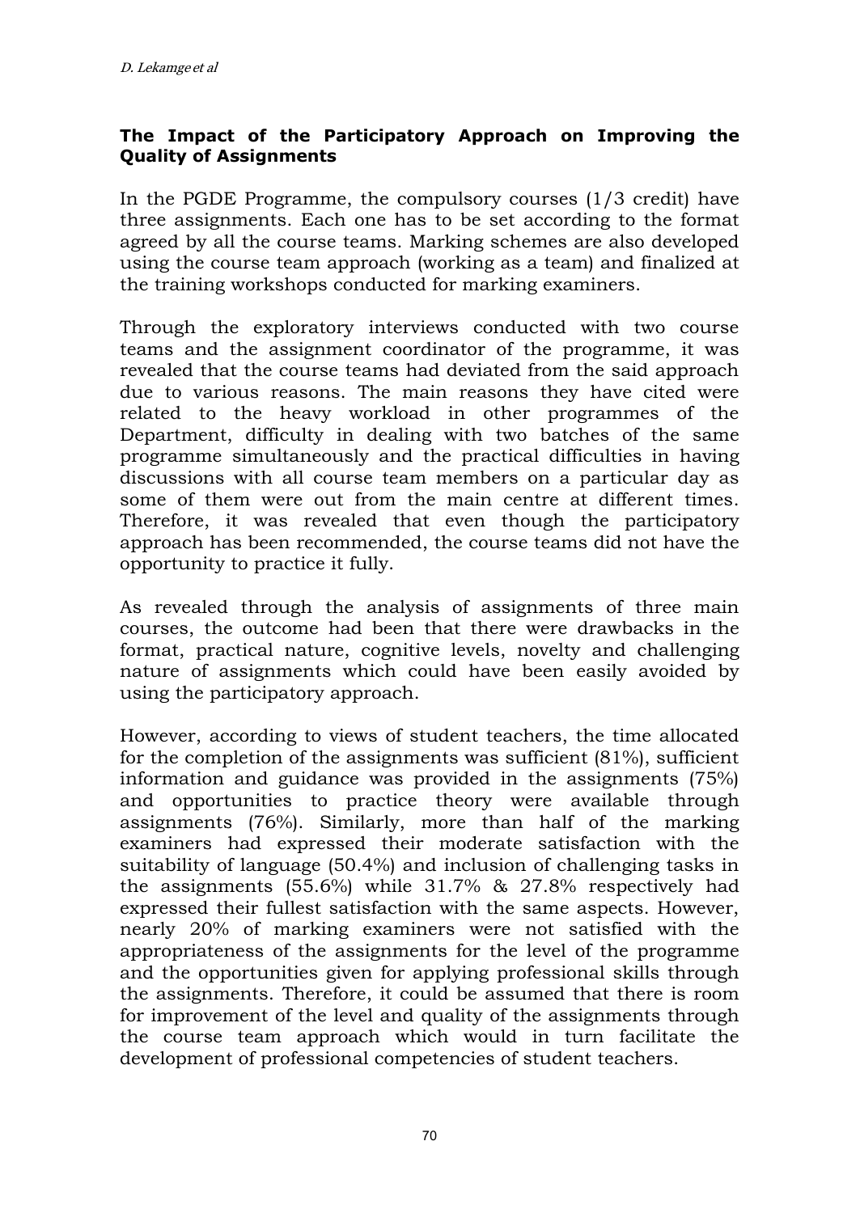## The Impact of the Participatory Approach on Improving the Quality of Assignments

In the PGDE Programme, the compulsory courses (1/3 credit) have three assignments. Each one has to be set according to the format agreed by all the course teams. Marking schemes are also developed using the course team approach (working as a team) and finalized at the training workshops conducted for marking examiners.

Through the exploratory interviews conducted with two course teams and the assignment coordinator of the programme, it was revealed that the course teams had deviated from the said approach due to various reasons. The main reasons they have cited were related to the heavy workload in other programmes of the Department, difficulty in dealing with two batches of the same programme simultaneously and the practical difficulties in having discussions with all course team members on a particular day as some of them were out from the main centre at different times. Therefore, it was revealed that even though the participatory approach has been recommended, the course teams did not have the opportunity to practice it fully.

As revealed through the analysis of assignments of three main courses, the outcome had been that there were drawbacks in the format, practical nature, cognitive levels, novelty and challenging nature of assignments which could have been easily avoided by using the participatory approach.

However, according to views of student teachers, the time allocated for the completion of the assignments was sufficient (81%), sufficient information and guidance was provided in the assignments (75%) and opportunities to practice theory were available through assignments (76%). Similarly, more than half of the marking examiners had expressed their moderate satisfaction with the suitability of language (50.4%) and inclusion of challenging tasks in the assignments (55.6%) while 31.7% & 27.8% respectively had expressed their fullest satisfaction with the same aspects. However, nearly 20% of marking examiners were not satisfied with the appropriateness of the assignments for the level of the programme and the opportunities given for applying professional skills through the assignments. Therefore, it could be assumed that there is room for improvement of the level and quality of the assignments through the course team approach which would in turn facilitate the development of professional competencies of student teachers.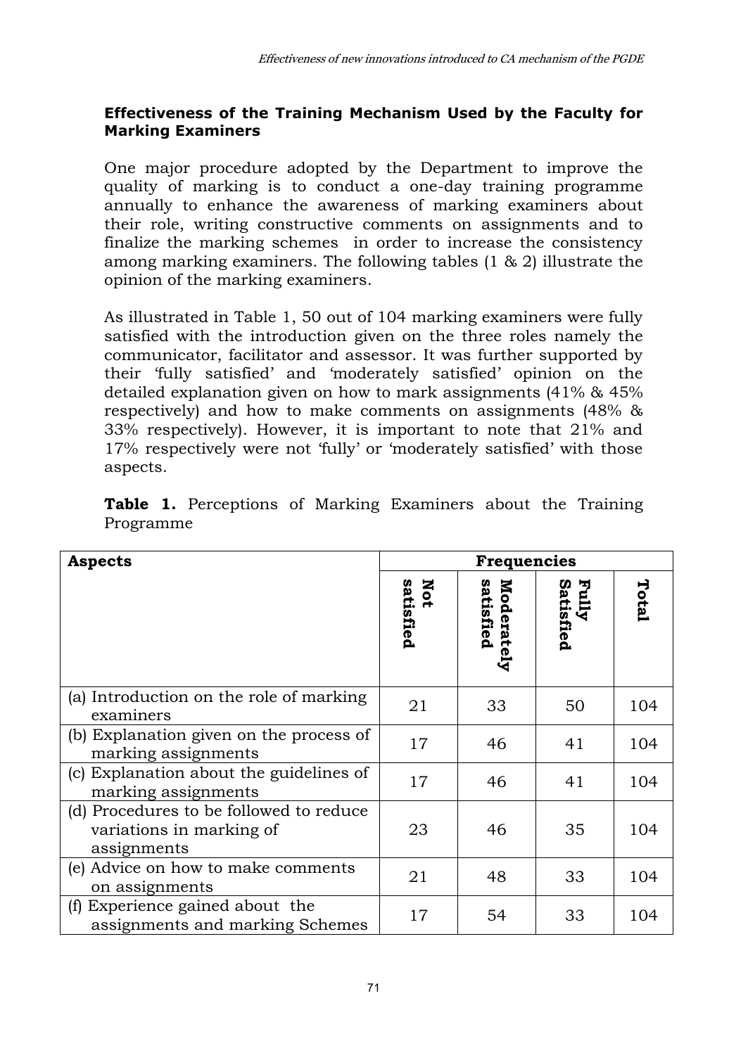### Effectiveness of the Training Mechanism Used by the Faculty for Marking Examiners

One major procedure adopted by the Department to improve the quality of marking is to conduct a one-day training programme annually to enhance the awareness of marking examiners about their role, writing constructive comments on assignments and to finalize the marking schemes in order to increase the consistency among marking examiners. The following tables (1 & 2) illustrate the opinion of the marking examiners.

As illustrated in Table 1, 50 out of 104 marking examiners were fully satisfied with the introduction given on the three roles namely the communicator, facilitator and assessor. It was further supported by their 'fully satisfied' and 'moderately satisfied' opinion on the detailed explanation given on how to mark assignments (41% & 45% respectively) and how to make comments on assignments (48% & 33% respectively). However, it is important to note that 21% and 17% respectively were not 'fully' or 'moderately satisfied' with those aspects.

**Table 1.** Perceptions of Marking Examiners about the Training Programme

| Aspects | Frequencies | | | |
|---|---|---|---|---|
| | Not satisfied | Moderately satisfied | Fully Satisfied | Total |
| (a) Introduction on the role of marking examiners | 21 | 33 | 50 | 104 |
| (b) Explanation given on the process of marking assignments | 17 | 46 | 41 | 104 |
| (c) Explanation about the guidelines of marking assignments | 17 | 46 | 41 | 104 |
| (d) Procedures to be followed to reduce variations in marking of assignments | 23 | 46 | 35 | 104 |
| (e) Advice on how to make comments on assignments | 21 | 48 | 33 | 104 |
| (f) Experience gained about the assignments and marking Schemes | 17 | 54 | 33 | 104 |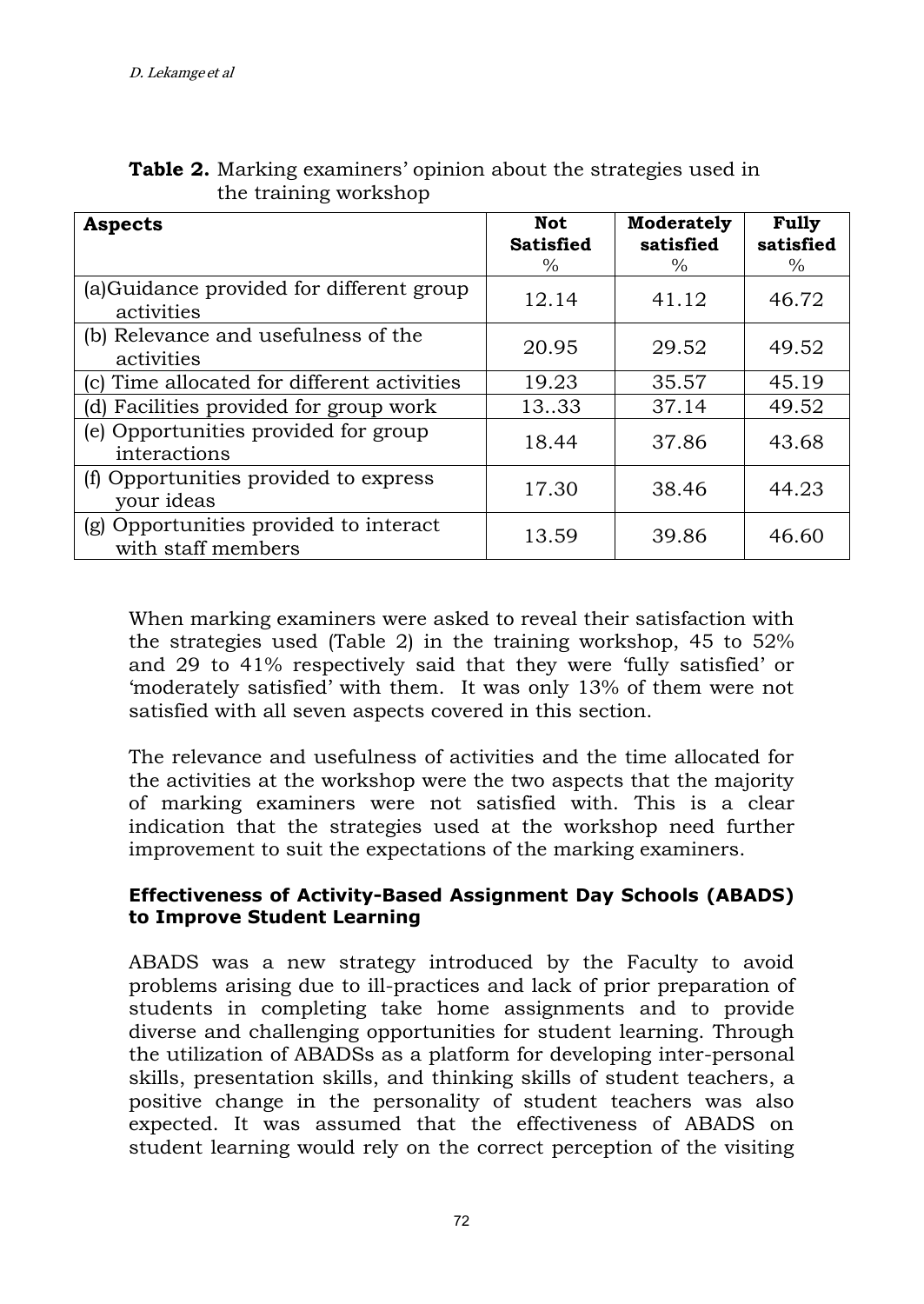**Table 2.** Marking examiners' opinion about the strategies used in the training workshop

| Aspects | Not Satisfied % | Moderately satisfied % | Fully satisfied % |
|---|---|---|---|
| (a)Guidance provided for different group activities | 12.14 | 41.12 | 46.72 |
| (b) Relevance and usefulness of the activities | 20.95 | 29.52 | 49.52 |
| (c) Time allocated for different activities | 19.23 | 35.57 | 45.19 |
| (d) Facilities provided for group work | 13..33 | 37.14 | 49.52 |
| (e) Opportunities provided for group interactions | 18.44 | 37.86 | 43.68 |
| (f) Opportunities provided to express your ideas | 17.30 | 38.46 | 44.23 |
| (g) Opportunities provided to interact with staff members | 13.59 | 39.86 | 46.60 |

When marking examiners were asked to reveal their satisfaction with the strategies used (Table 2) in the training workshop, 45 to 52% and 29 to 41% respectively said that they were 'fully satisfied' or 'moderately satisfied' with them. It was only 13% of them were not satisfied with all seven aspects covered in this section.

The relevance and usefulness of activities and the time allocated for the activities at the workshop were the two aspects that the majority of marking examiners were not satisfied with. This is a clear indication that the strategies used at the workshop need further improvement to suit the expectations of the marking examiners.

### Effectiveness of Activity-Based Assignment Day Schools (ABADS) to Improve Student Learning

ABADS was a new strategy introduced by the Faculty to avoid problems arising due to ill-practices and lack of prior preparation of students in completing take home assignments and to provide diverse and challenging opportunities for student learning. Through the utilization of ABADSs as a platform for developing inter-personal skills, presentation skills, and thinking skills of student teachers, a positive change in the personality of student teachers was also expected. It was assumed that the effectiveness of ABADS on student learning would rely on the correct perception of the visiting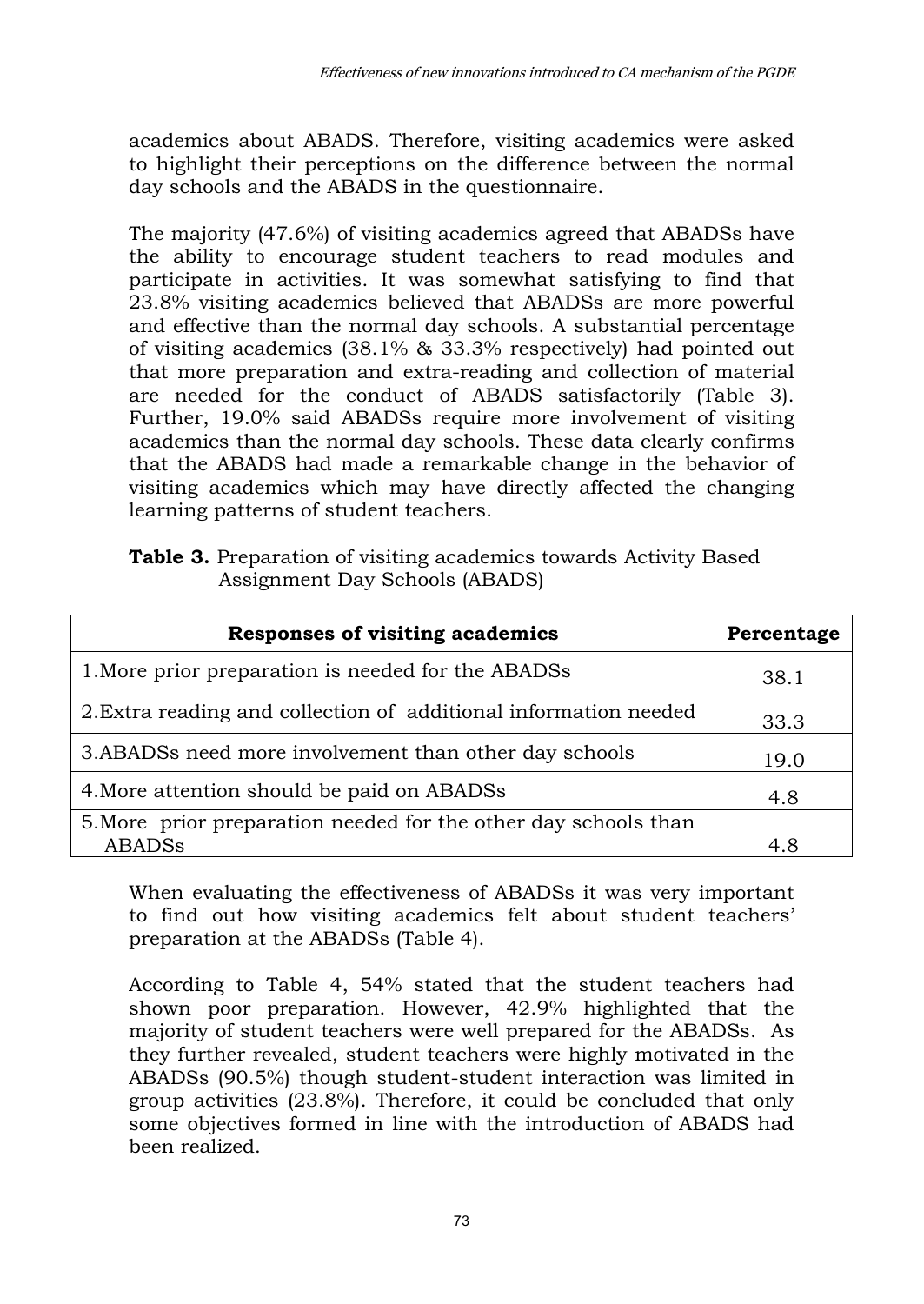academics about ABADS. Therefore, visiting academics were asked to highlight their perceptions on the difference between the normal day schools and the ABADS in the questionnaire.

The majority (47.6%) of visiting academics agreed that ABADSs have the ability to encourage student teachers to read modules and participate in activities. It was somewhat satisfying to find that 23.8% visiting academics believed that ABADSs are more powerful and effective than the normal day schools. A substantial percentage of visiting academics (38.1% & 33.3% respectively) had pointed out that more preparation and extra-reading and collection of material are needed for the conduct of ABADS satisfactorily (Table 3). Further, 19.0% said ABADSs require more involvement of visiting academics than the normal day schools. These data clearly confirms that the ABADS had made a remarkable change in the behavior of visiting academics which may have directly affected the changing learning patterns of student teachers.

**Table 3.** Preparation of visiting academics towards Activity Based Assignment Day Schools (ABADS)

| Responses of visiting academics | Percentage |
|---|---|
| 1.More prior preparation is needed for the ABADSs | 38.1 |
| 2.Extra reading and collection of additional information needed | 33.3 |
| 3.ABADSs need more involvement than other day schools | 19.0 |
| 4.More attention should be paid on ABADSs | 4.8 |
| 5.More prior preparation needed for the other day schools than ABADSs | 4.8 |

When evaluating the effectiveness of ABADSs it was very important to find out how visiting academics felt about student teachers' preparation at the ABADSs (Table 4).

According to Table 4, 54% stated that the student teachers had shown poor preparation. However, 42.9% highlighted that the majority of student teachers were well prepared for the ABADSs. As they further revealed, student teachers were highly motivated in the ABADSs (90.5%) though student-student interaction was limited in group activities (23.8%). Therefore, it could be concluded that only some objectives formed in line with the introduction of ABADS had been realized.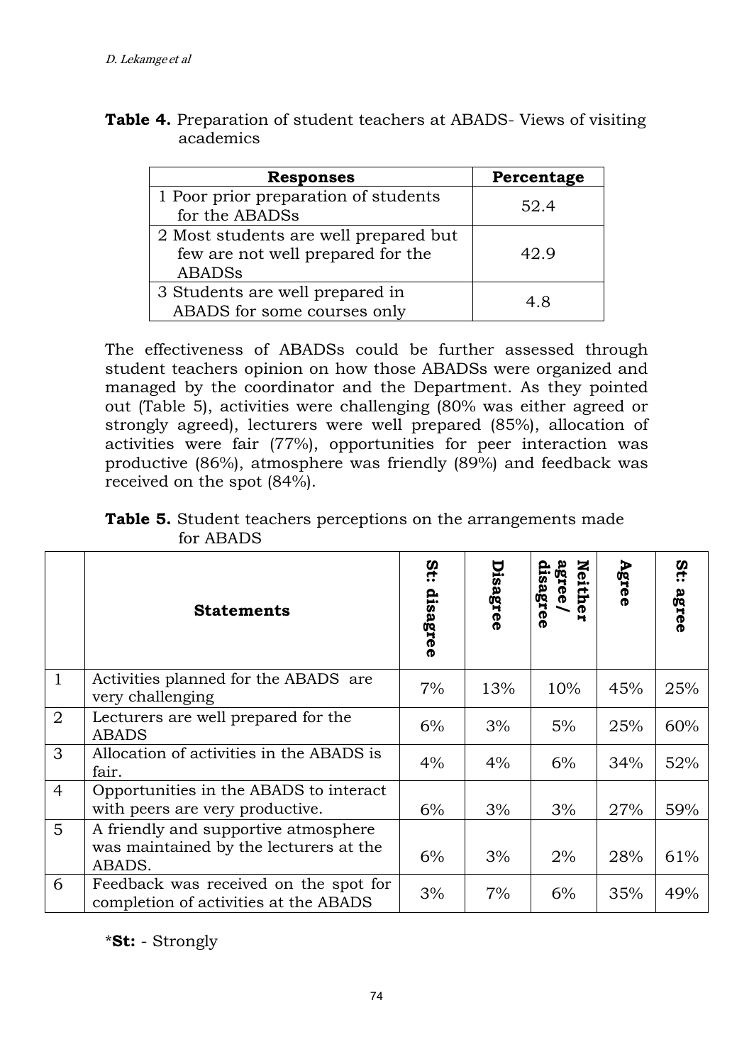**Table 4.** Preparation of student teachers at ABADS- Views of visiting academics

| Responses | Percentage |
|---|---|
| 1 Poor prior preparation of students for the ABADSs | 52.4 |
| 2 Most students are well prepared but few are not well prepared for the ABADSs | 42.9 |
| 3 Students are well prepared in ABADS for some courses only | 4.8 |

The effectiveness of ABADSs could be further assessed through student teachers opinion on how those ABADSs were organized and managed by the coordinator and the Department. As they pointed out (Table 5), activities were challenging (80% was either agreed or strongly agreed), lecturers were well prepared (85%), allocation of activities were fair (77%), opportunities for peer interaction was productive (86%), atmosphere was friendly (89%) and feedback was received on the spot (84%).

**Table 5.** Student teachers perceptions on the arrangements made for ABADS

| | Statements | St: disagree | Disagree | Neither agree/ disagree | Agree | St: agree |
|---|---|---|---|---|---|---|
| 1 | Activities planned for the ABADS are very challenging | 7% | 13% | 10% | 45% | 25% |
| 2 | Lecturers are well prepared for the ABADS | 6% | 3% | 5% | 25% | 60% |
| 3 | Allocation of activities in the ABADS is fair. | 4% | 4% | 6% | 34% | 52% |
| 4 | Opportunities in the ABADS to interact with peers are very productive. | 6% | 3% | 3% | 27% | 59% |
| 5 | A friendly and supportive atmosphere was maintained by the lecturers at the ABADS. | 6% | 3% | 2% | 28% | 61% |
| 6 | Feedback was received on the spot for completion of activities at the ABADS | 3% | 7% | 6% | 35% | 49% |

\***St:** - Strongly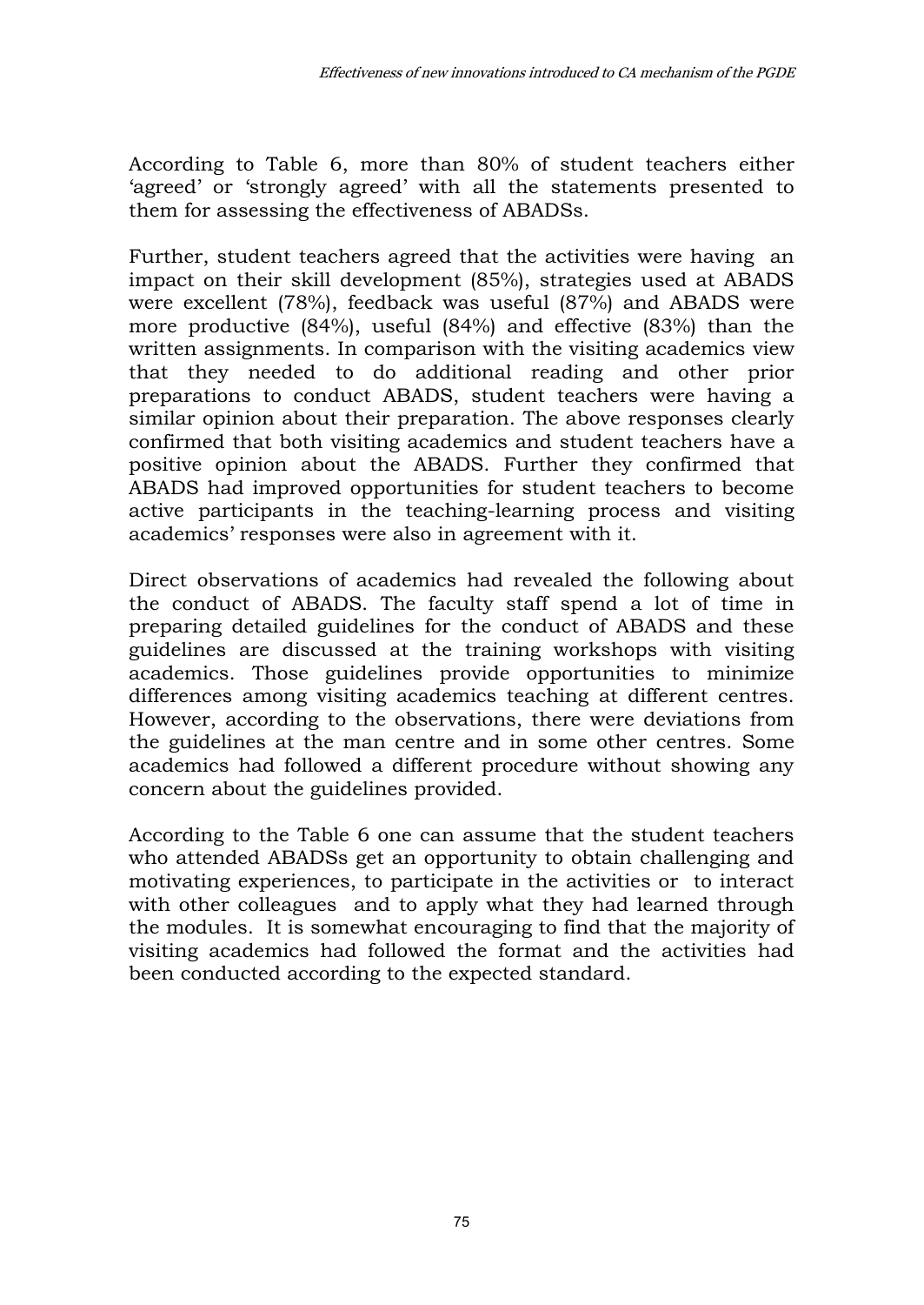According to Table 6, more than 80% of student teachers either 'agreed' or 'strongly agreed' with all the statements presented to them for assessing the effectiveness of ABADSs.

Further, student teachers agreed that the activities were having an impact on their skill development (85%), strategies used at ABADS were excellent (78%), feedback was useful (87%) and ABADS were more productive (84%), useful (84%) and effective (83%) than the written assignments. In comparison with the visiting academics view that they needed to do additional reading and other prior preparations to conduct ABADS, student teachers were having a similar opinion about their preparation. The above responses clearly confirmed that both visiting academics and student teachers have a positive opinion about the ABADS. Further they confirmed that ABADS had improved opportunities for student teachers to become active participants in the teaching-learning process and visiting academics' responses were also in agreement with it.

Direct observations of academics had revealed the following about the conduct of ABADS. The faculty staff spend a lot of time in preparing detailed guidelines for the conduct of ABADS and these guidelines are discussed at the training workshops with visiting academics. Those guidelines provide opportunities to minimize differences among visiting academics teaching at different centres. However, according to the observations, there were deviations from the guidelines at the man centre and in some other centres. Some academics had followed a different procedure without showing any concern about the guidelines provided.

According to the Table 6 one can assume that the student teachers who attended ABADSs get an opportunity to obtain challenging and motivating experiences, to participate in the activities or to interact with other colleagues and to apply what they had learned through the modules. It is somewhat encouraging to find that the majority of visiting academics had followed the format and the activities had been conducted according to the expected standard.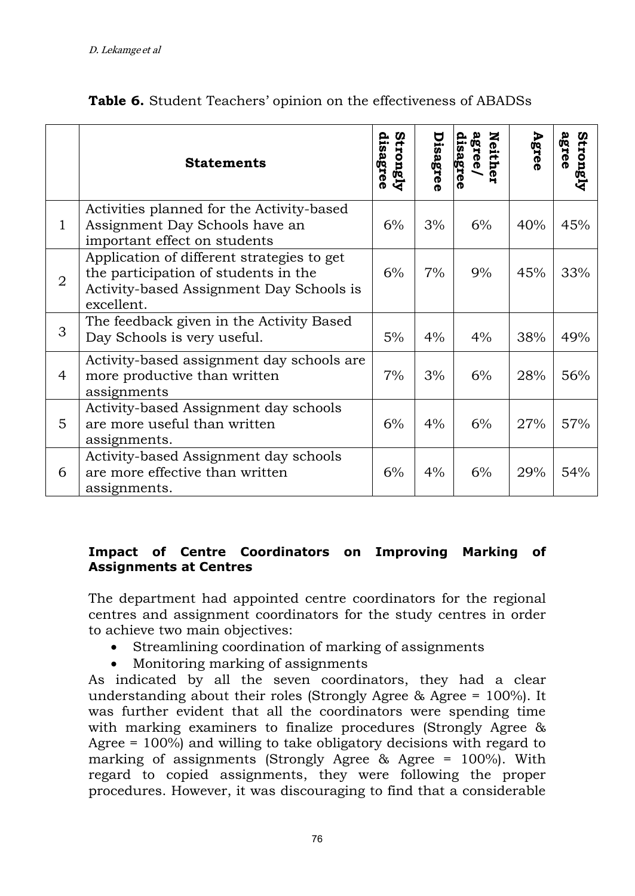**Table 6.** Student Teachers' opinion on the effectiveness of ABADSs

| | Statements | Strongly disagree | Disagree | Neither agree/ disagree | Agree | Strongly agree |
|---|---|---|---|---|---|---|
| 1 | Activities planned for the Activity-based Assignment Day Schools have an important effect on students | 6% | 3% | 6% | 40% | 45% |
| 2 | Application of different strategies to get the participation of students in the Activity-based Assignment Day Schools is excellent. | 6% | 7% | 9% | 45% | 33% |
| 3 | The feedback given in the Activity Based Day Schools is very useful. | 5% | 4% | 4% | 38% | 49% |
| 4 | Activity-based assignment day schools are more productive than written assignments | 7% | 3% | 6% | 28% | 56% |
| 5 | Activity-based Assignment day schools are more useful than written assignments. | 6% | 4% | 6% | 27% | 57% |
| 6 | Activity-based Assignment day schools are more effective than written assignments. | 6% | 4% | 6% | 29% | 54% |

**Impact of Centre Coordinators on Improving Marking of Assignments at Centres**

The department had appointed centre coordinators for the regional centres and assignment coordinators for the study centres in order to achieve two main objectives:

- Streamlining coordination of marking of assignments
- Monitoring marking of assignments

As indicated by all the seven coordinators, they had a clear understanding about their roles (Strongly Agree & Agree = 100%). It was further evident that all the coordinators were spending time with marking examiners to finalize procedures (Strongly Agree & Agree = 100%) and willing to take obligatory decisions with regard to marking of assignments (Strongly Agree & Agree = 100%). With regard to copied assignments, they were following the proper procedures. However, it was discouraging to find that a considerable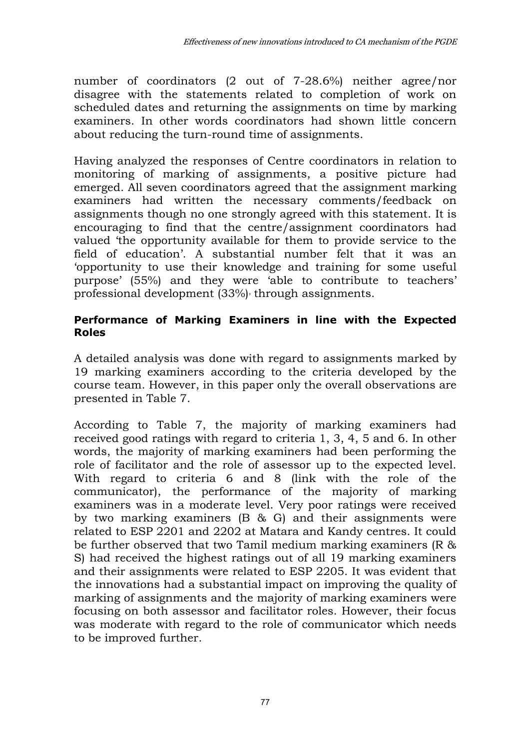number of coordinators (2 out of 7-28.6%) neither agree/nor disagree with the statements related to completion of work on scheduled dates and returning the assignments on time by marking examiners. In other words coordinators had shown little concern about reducing the turn-round time of assignments.

Having analyzed the responses of Centre coordinators in relation to monitoring of marking of assignments, a positive picture had emerged. All seven coordinators agreed that the assignment marking examiners had written the necessary comments/feedback on assignments though no one strongly agreed with this statement. It is encouraging to find that the centre/assignment coordinators had valued 'the opportunity available for them to provide service to the field of education'. A substantial number felt that it was an 'opportunity to use their knowledge and training for some useful purpose' (55%) and they were 'able to contribute to teachers' professional development (33%), through assignments.

### Performance of Marking Examiners in line with the Expected Roles

A detailed analysis was done with regard to assignments marked by 19 marking examiners according to the criteria developed by the course team. However, in this paper only the overall observations are presented in Table 7.

According to Table 7, the majority of marking examiners had received good ratings with regard to criteria 1, 3, 4, 5 and 6. In other words, the majority of marking examiners had been performing the role of facilitator and the role of assessor up to the expected level. With regard to criteria 6 and 8 (link with the role of the communicator), the performance of the majority of marking examiners was in a moderate level. Very poor ratings were received by two marking examiners (B & G) and their assignments were related to ESP 2201 and 2202 at Matara and Kandy centres. It could be further observed that two Tamil medium marking examiners (R & S) had received the highest ratings out of all 19 marking examiners and their assignments were related to ESP 2205. It was evident that the innovations had a substantial impact on improving the quality of marking of assignments and the majority of marking examiners were focusing on both assessor and facilitator roles. However, their focus was moderate with regard to the role of communicator which needs to be improved further.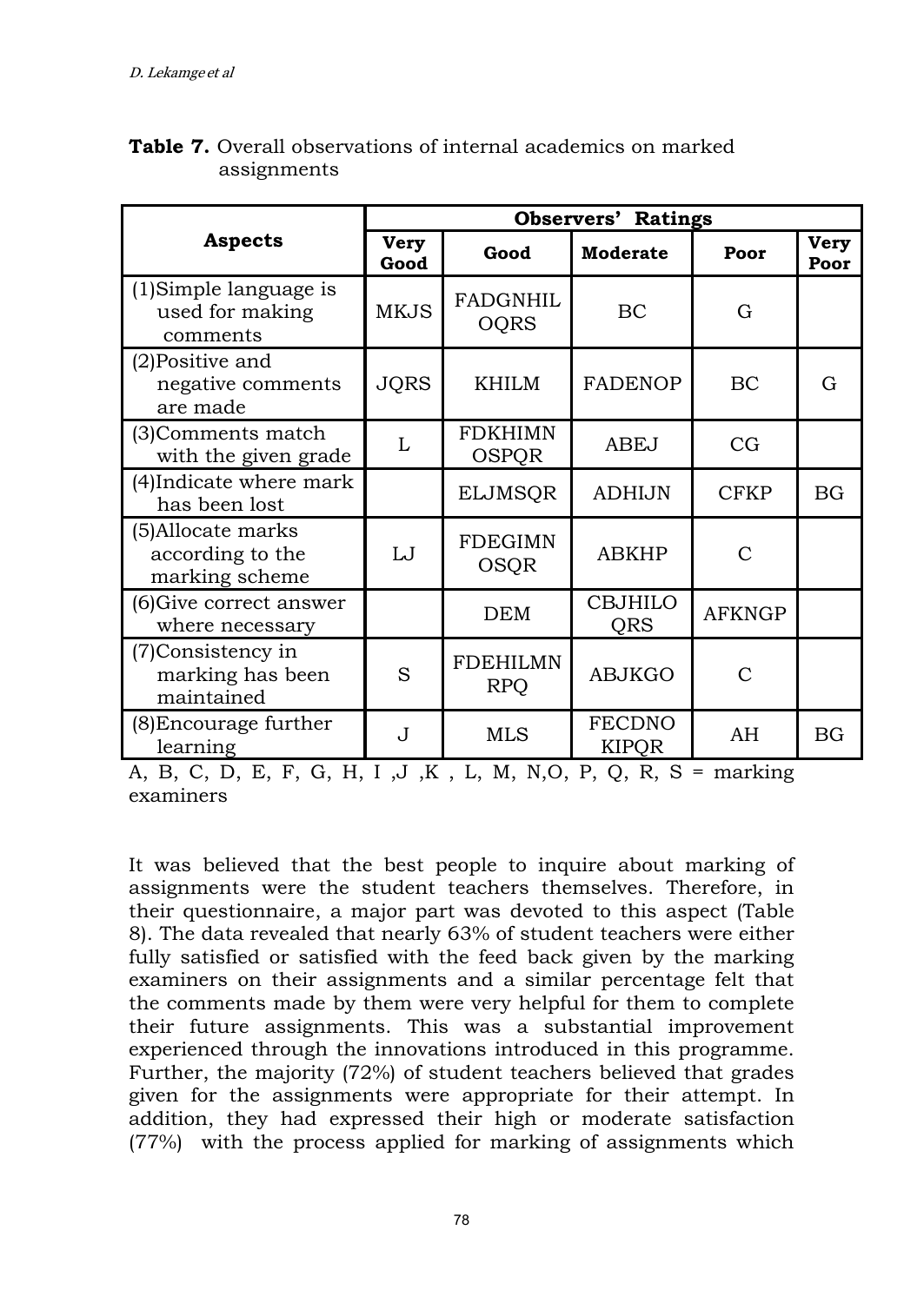**Table 7.** Overall observations of internal academics on marked assignments

| Aspects | Observers' Ratings | | | | |
|---|---|---|---|---|---|
| | Very Good | Good | Moderate | Poor | Very Poor |
| (1)Simple language is used for making comments | MKJS | FADGNHIL OQRS | BC | G | |
| (2)Positive and negative comments are made | JQRS | KHILM | FADENOP | BC | G |
| (3)Comments match with the given grade | L | FDKHIMN OSPQR | ABEJ | CG | |
| (4)Indicate where mark has been lost | | ELJMSQR | ADHIJN | CFKP | BG |
| (5)Allocate marks according to the marking scheme | LJ | FDEGIMN OSQR | ABKHP | C | |
| (6)Give correct answer where necessary | | DEM | CBJHILO QRS | AFKNGP | |
| (7)Consistency in marking has been maintained | S | FDEHILMN RPQ | ABJKGO | C | |
| (8)Encourage further learning | J | MLS | FECDNO KIPQR | AH | BG |

A, B, C, D, E, F, G, H, I ,J ,K , L, M, N,O, P, Q, R, S = marking examiners

It was believed that the best people to inquire about marking of assignments were the student teachers themselves. Therefore, in their questionnaire, a major part was devoted to this aspect (Table 8). The data revealed that nearly 63% of student teachers were either fully satisfied or satisfied with the feed back given by the marking examiners on their assignments and a similar percentage felt that the comments made by them were very helpful for them to complete their future assignments. This was a substantial improvement experienced through the innovations introduced in this programme. Further, the majority (72%) of student teachers believed that grades given for the assignments were appropriate for their attempt. In addition, they had expressed their high or moderate satisfaction (77%) with the process applied for marking of assignments which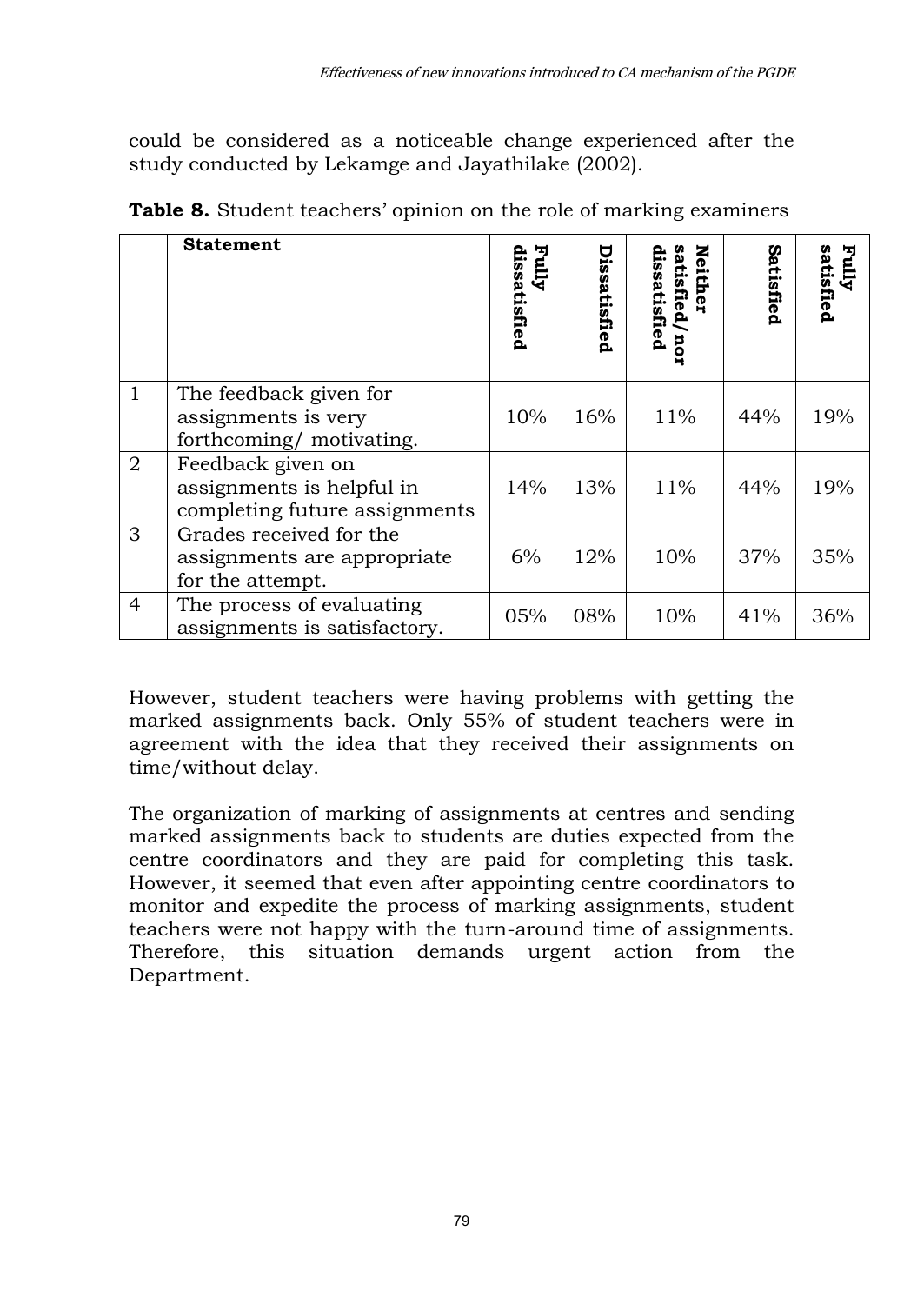could be considered as a noticeable change experienced after the study conducted by Lekamge and Jayathilake (2002).

**Table 8.** Student teachers' opinion on the role of marking examiners

| | **Statement** | **Fully dissatisfied** | **Dissatisfied** | **Neither satisfied/nor dissatisfied** | **Satisfied** | **Fully satisfied** |
|---|---|---|---|---|---|---|
| 1 | The feedback given for assignments is very forthcoming/ motivating. | 10% | 16% | 11% | 44% | 19% |
| 2 | Feedback given on assignments is helpful in completing future assignments | 14% | 13% | 11% | 44% | 19% |
| 3 | Grades received for the assignments are appropriate for the attempt. | 6% | 12% | 10% | 37% | 35% |
| 4 | The process of evaluating assignments is satisfactory. | 05% | 08% | 10% | 41% | 36% |

However, student teachers were having problems with getting the marked assignments back. Only 55% of student teachers were in agreement with the idea that they received their assignments on time/without delay.

The organization of marking of assignments at centres and sending marked assignments back to students are duties expected from the centre coordinators and they are paid for completing this task. However, it seemed that even after appointing centre coordinators to monitor and expedite the process of marking assignments, student teachers were not happy with the turn-around time of assignments. Therefore, this situation demands urgent action from the Department.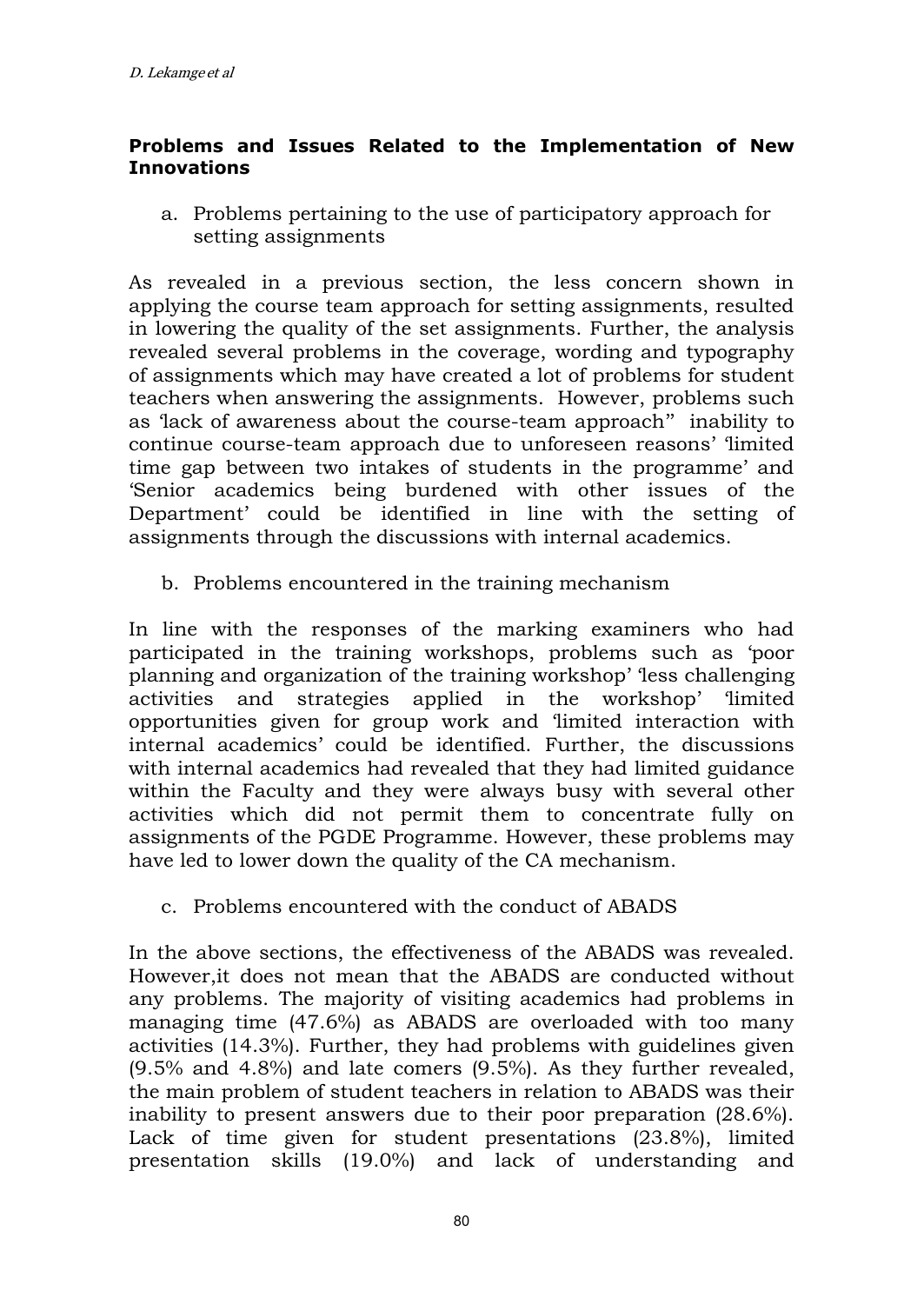### Problems and Issues Related to the Implementation of New Innovations

a. Problems pertaining to the use of participatory approach for setting assignments

As revealed in a previous section, the less concern shown in applying the course team approach for setting assignments, resulted in lowering the quality of the set assignments. Further, the analysis revealed several problems in the coverage, wording and typography of assignments which may have created a lot of problems for student teachers when answering the assignments. However, problems such as 'lack of awareness about the course-team approach" inability to continue course-team approach due to unforeseen reasons' 'limited time gap between two intakes of students in the programme' and 'Senior academics being burdened with other issues of the Department' could be identified in line with the setting of assignments through the discussions with internal academics.

b. Problems encountered in the training mechanism

In line with the responses of the marking examiners who had participated in the training workshops, problems such as 'poor planning and organization of the training workshop' 'less challenging activities and strategies applied in the workshop' 'limited opportunities given for group work and 'limited interaction with internal academics' could be identified. Further, the discussions with internal academics had revealed that they had limited guidance within the Faculty and they were always busy with several other activities which did not permit them to concentrate fully on assignments of the PGDE Programme. However, these problems may have led to lower down the quality of the CA mechanism.

c. Problems encountered with the conduct of ABADS

In the above sections, the effectiveness of the ABADS was revealed. However,it does not mean that the ABADS are conducted without any problems. The majority of visiting academics had problems in managing time (47.6%) as ABADS are overloaded with too many activities (14.3%). Further, they had problems with guidelines given (9.5% and 4.8%) and late comers (9.5%). As they further revealed, the main problem of student teachers in relation to ABADS was their inability to present answers due to their poor preparation (28.6%). Lack of time given for student presentations (23.8%), limited presentation skills (19.0%) and lack of understanding and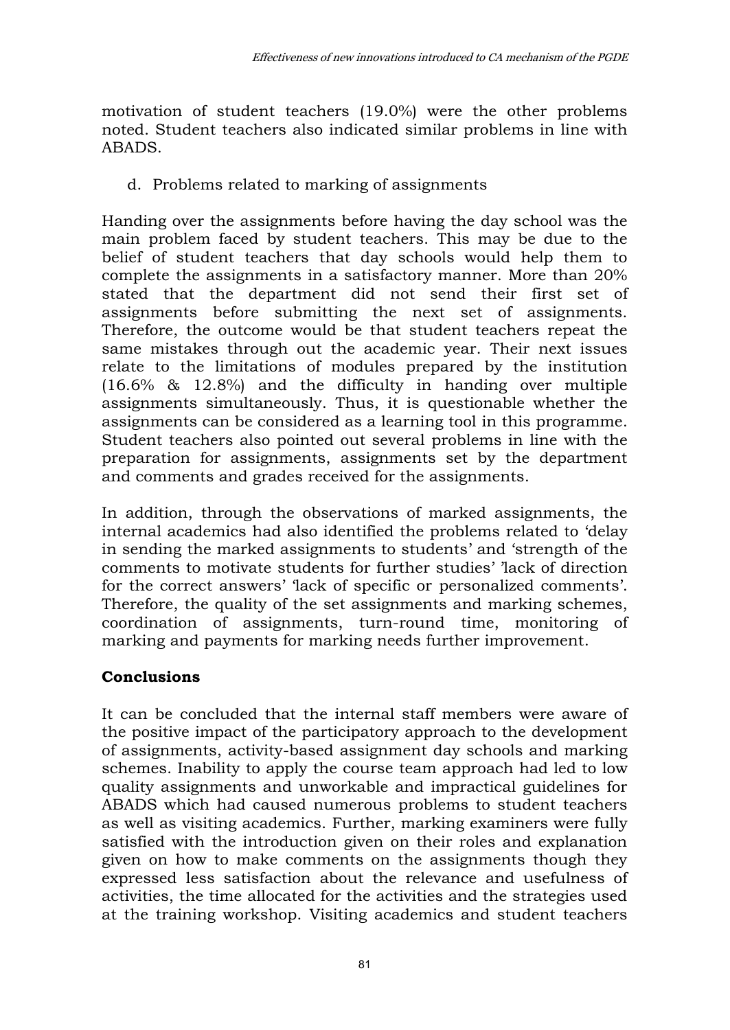motivation of student teachers (19.0%) were the other problems noted. Student teachers also indicated similar problems in line with ABADS.

d. Problems related to marking of assignments

Handing over the assignments before having the day school was the main problem faced by student teachers. This may be due to the belief of student teachers that day schools would help them to complete the assignments in a satisfactory manner. More than 20% stated that the department did not send their first set of assignments before submitting the next set of assignments. Therefore, the outcome would be that student teachers repeat the same mistakes through out the academic year. Their next issues relate to the limitations of modules prepared by the institution (16.6% & 12.8%) and the difficulty in handing over multiple assignments simultaneously. Thus, it is questionable whether the assignments can be considered as a learning tool in this programme. Student teachers also pointed out several problems in line with the preparation for assignments, assignments set by the department and comments and grades received for the assignments.

In addition, through the observations of marked assignments, the internal academics had also identified the problems related to 'delay in sending the marked assignments to students' and 'strength of the comments to motivate students for further studies' 'lack of direction for the correct answers' 'lack of specific or personalized comments'. Therefore, the quality of the set assignments and marking schemes, coordination of assignments, turn-round time, monitoring of marking and payments for marking needs further improvement.

## Conclusions

It can be concluded that the internal staff members were aware of the positive impact of the participatory approach to the development of assignments, activity-based assignment day schools and marking schemes. Inability to apply the course team approach had led to low quality assignments and unworkable and impractical guidelines for ABADS which had caused numerous problems to student teachers as well as visiting academics. Further, marking examiners were fully satisfied with the introduction given on their roles and explanation given on how to make comments on the assignments though they expressed less satisfaction about the relevance and usefulness of activities, the time allocated for the activities and the strategies used at the training workshop. Visiting academics and student teachers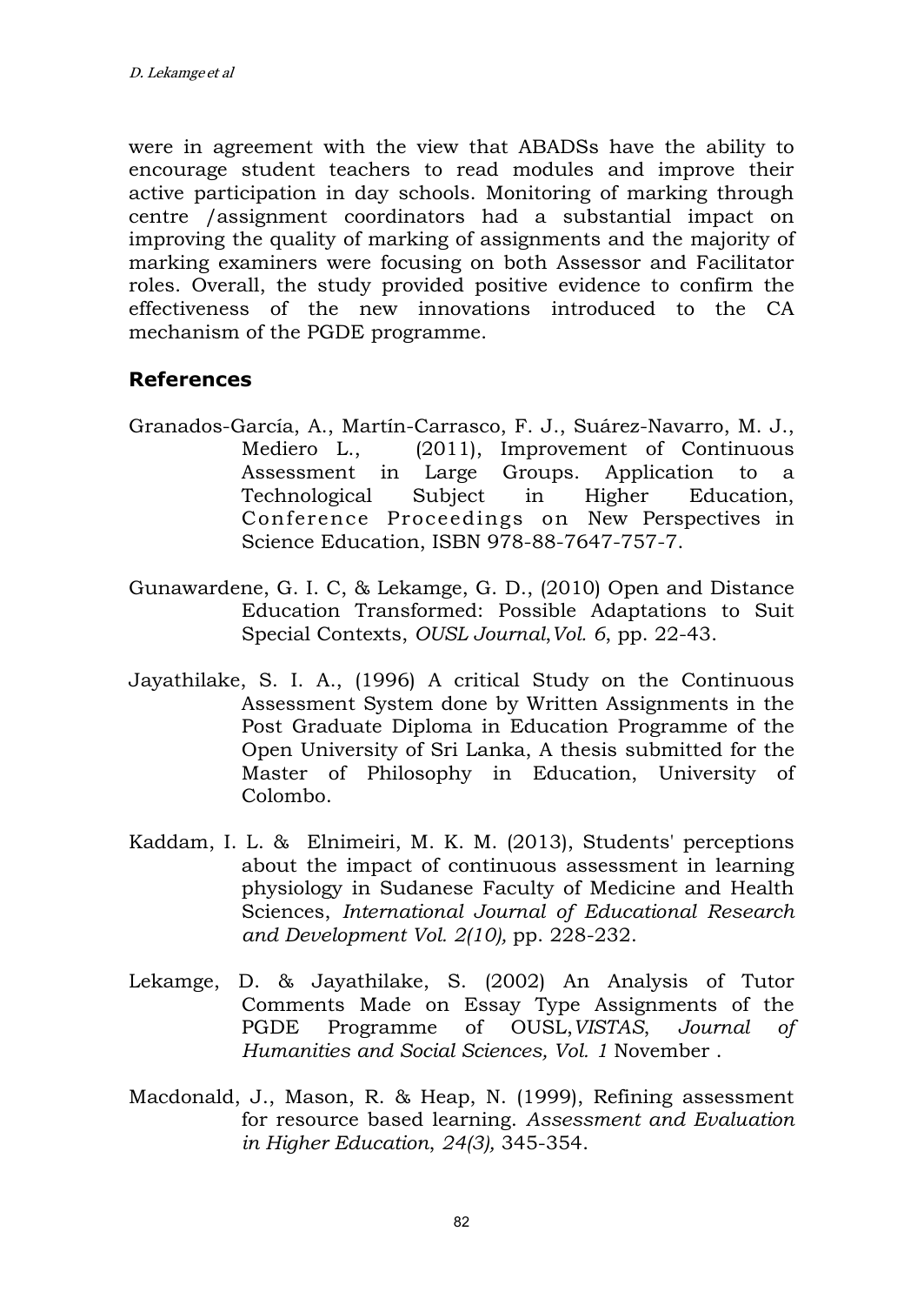were in agreement with the view that ABADSs have the ability to encourage student teachers to read modules and improve their active participation in day schools. Monitoring of marking through centre /assignment coordinators had a substantial impact on improving the quality of marking of assignments and the majority of marking examiners were focusing on both Assessor and Facilitator roles. Overall, the study provided positive evidence to confirm the effectiveness of the new innovations introduced to the CA mechanism of the PGDE programme.

## References

Granados-García, A., Martín-Carrasco, F. J., Suárez-Navarro, M. J., Mediero L., (2011), Improvement of Continuous Assessment in Large Groups. Application to a Technological Subject in Higher Education, Conference Proceedings on New Perspectives in Science Education, ISBN 978-88-7647-757-7.

Gunawardene, G. I. C, & Lekamge, G. D., (2010) Open and Distance Education Transformed: Possible Adaptations to Suit Special Contexts, *OUSL Journal*, *Vol. 6*, pp. 22-43.

Jayathilake, S. I. A., (1996) A critical Study on the Continuous Assessment System done by Written Assignments in the Post Graduate Diploma in Education Programme of the Open University of Sri Lanka, A thesis submitted for the Master of Philosophy in Education, University of Colombo.

Kaddam, I. L. & Elnimeiri, M. K. M. (2013), Students' perceptions about the impact of continuous assessment in learning physiology in Sudanese Faculty of Medicine and Health Sciences, *International Journal of Educational Research and Development Vol. 2(10),* pp. 228-232.

Lekamge, D. & Jayathilake, S. (2002) An Analysis of Tutor Comments Made on Essay Type Assignments of the PGDE Programme of OUSL, *VISTAS*, *Journal of Humanities and Social Sciences, Vol. 1* November .

Macdonald, J., Mason, R. & Heap, N. (1999), Refining assessment for resource based learning. *Assessment and Evaluation in Higher Education*, *24(3),* 345-354.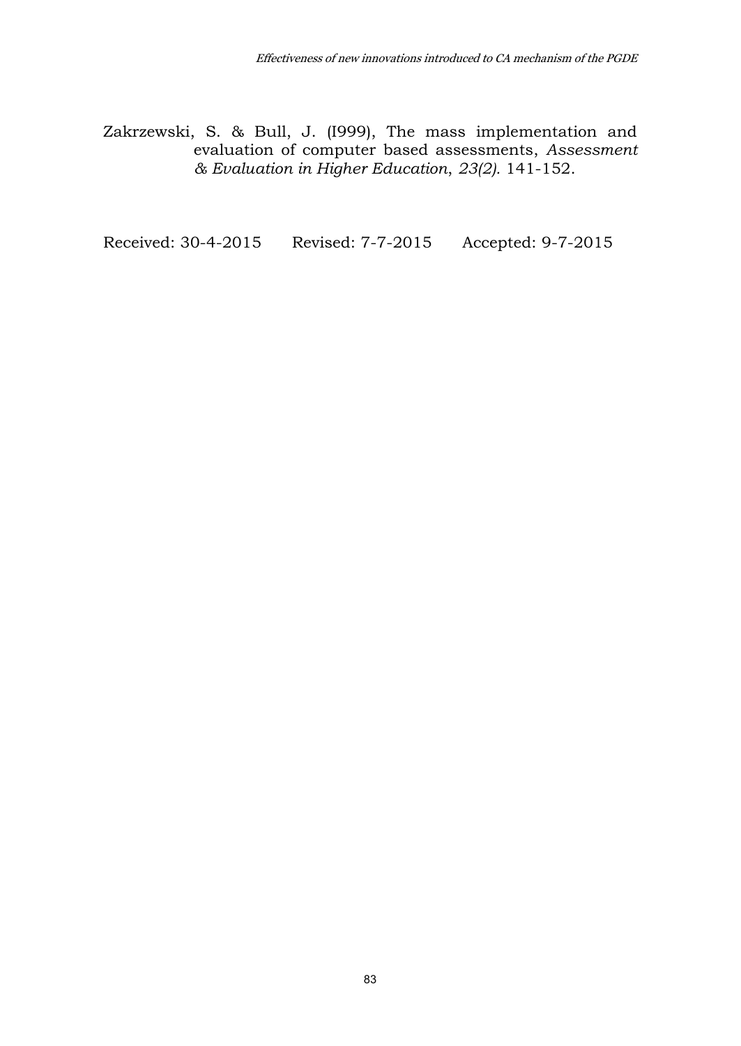Zakrzewski, S. & Bull, J. (I999), The mass implementation and evaluation of computer based assessments, *Assessment & Evaluation in Higher Education*, *23(2).* 141-152.

Received: 30-4-2015 Revised: 7-7-2015 Accepted: 9-7-2015